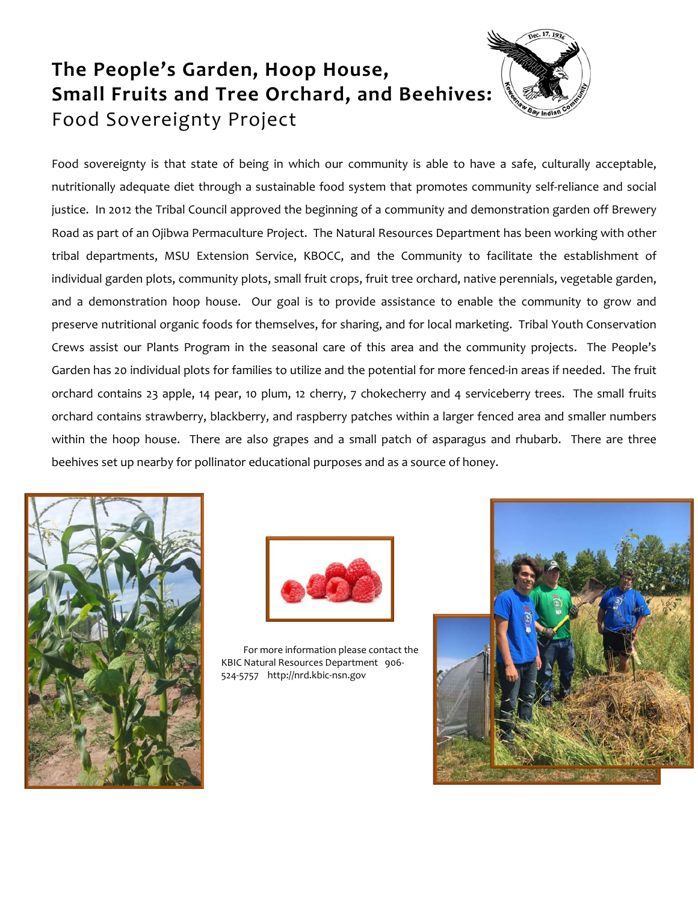# The People's Garden, Hoop House, Small Fruits and Tree Orchard, and Beehives:

## Food Sovereignty Project

Food sovereignty is that state of being in which our community is able to have a safe, culturally acceptable, nutritionally adequate diet through a sustainable food system that promotes community self-reliance and social justice. In 2012 the Tribal Council approved the beginning of a community and demonstration garden off Brewery Road as part of an Ojibwa Permaculture Project. The Natural Resources Department has been working with other tribal departments, MSU Extension Service, KBOCC, and the Community to facilitate the establishment of individual garden plots, community plots, small fruit crops, fruit tree orchard, native perennials, vegetable garden, and a demonstration hoop house. Our goal is to provide assistance to enable the community to grow and preserve nutritional organic foods for themselves, for sharing, and for local marketing. Tribal Youth Conservation Crews assist our Plants Program in the seasonal care of this area and the community projects. The People's Garden has 20 individual plots for families to utilize and the potential for more fenced-in areas if needed. The fruit orchard contains 23 apple, 14 pear, 10 plum, 12 cherry, 7 chokecherry and 4 serviceberry trees. The small fruits orchard contains strawberry, blackberry, and raspberry patches within a larger fenced area and smaller numbers within the hoop house. There are also grapes and a small patch of asparagus and rhubarb. There are three beehives set up nearby for pollinator educational purposes and as a source of honey.

For more information please contact the KBIC Natural Resources Department 906-524-5757 http://nrd.kbic-nsn.gov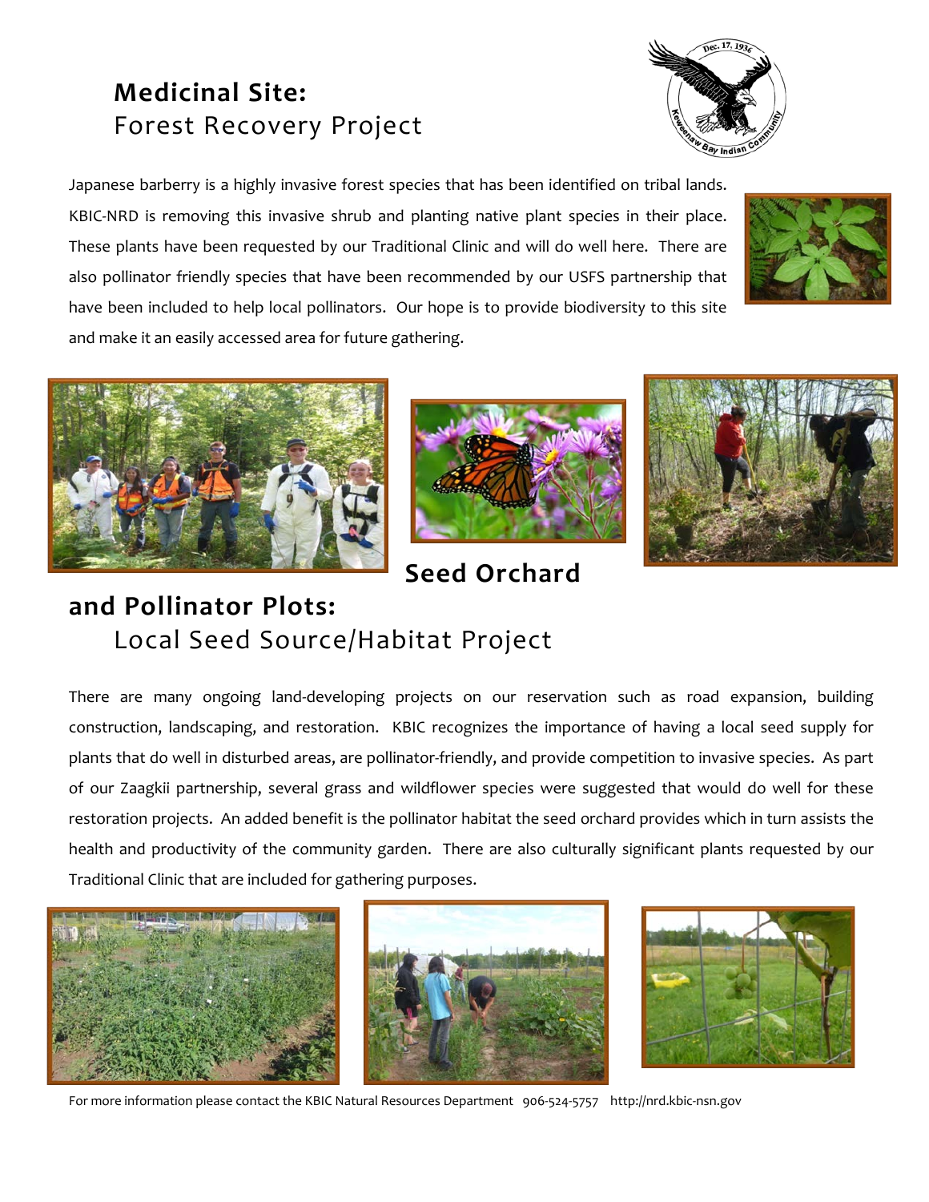## Medicinal Site:
### Forest Recovery Project

Japanese barberry is a highly invasive forest species that has been identified on tribal lands. KBIC-NRD is removing this invasive shrub and planting native plant species in their place. These plants have been requested by our Traditional Clinic and will do well here. There are also pollinator friendly species that have been recommended by our USFS partnership that have been included to help local pollinators. Our hope is to provide biodiversity to this site and make it an easily accessed area for future gathering.

## Seed Orchard and Pollinator Plots:
### Local Seed Source/Habitat Project

There are many ongoing land-developing projects on our reservation such as road expansion, building construction, landscaping, and restoration. KBIC recognizes the importance of having a local seed supply for plants that do well in disturbed areas, are pollinator-friendly, and provide competition to invasive species. As part of our Zaagkii partnership, several grass and wildflower species were suggested that would do well for these restoration projects. An added benefit is the pollinator habitat the seed orchard provides which in turn assists the health and productivity of the community garden. There are also culturally significant plants requested by our Traditional Clinic that are included for gathering purposes.

For more information please contact the KBIC Natural Resources Department 906-524-5757 http://nrd.kbic-nsn.gov